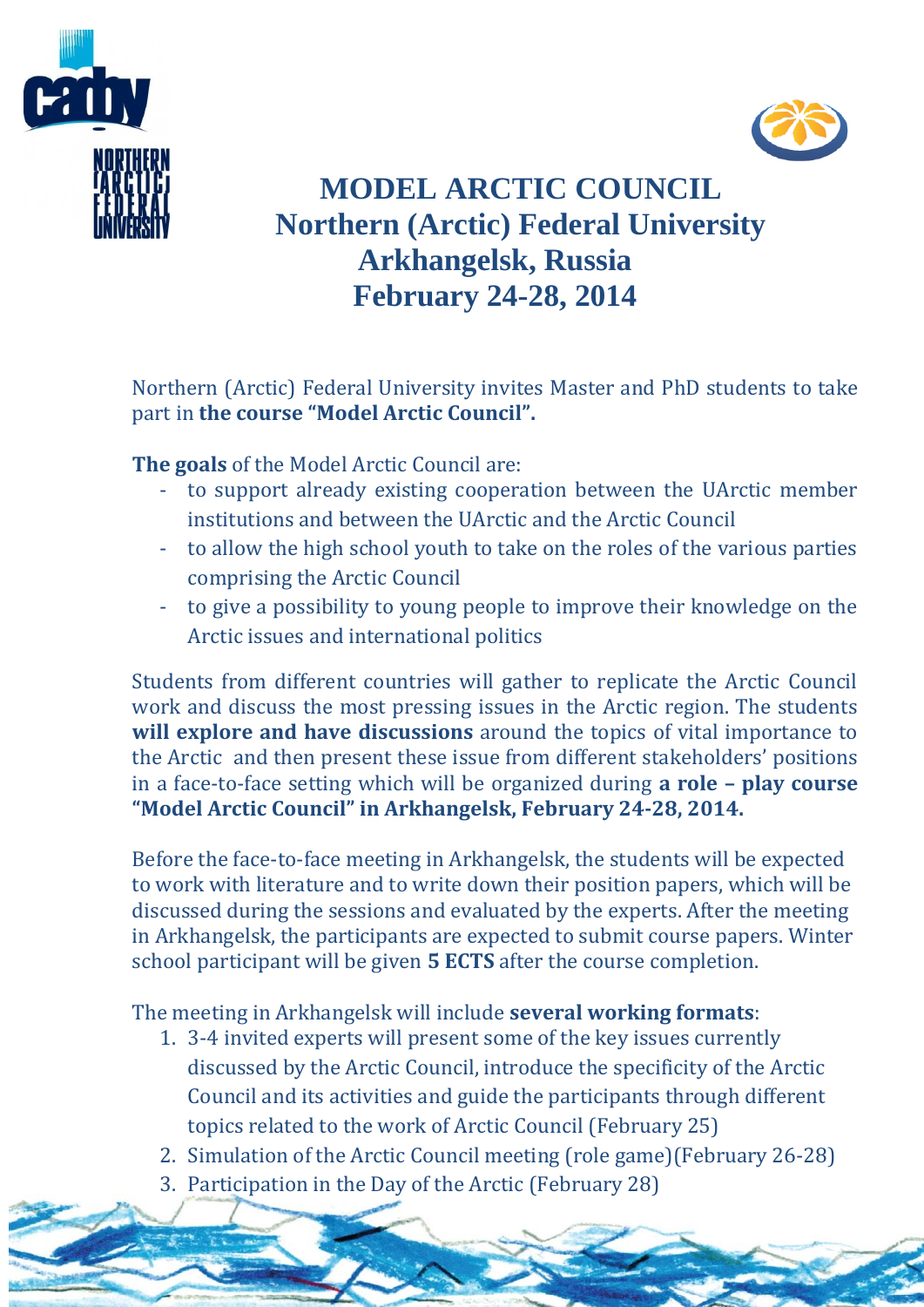# MODEL ARCTIC COUNCIL

## Northern (Arctic) Federal University
## Arkhangelsk, Russia
## February 24-28, 2014

Northern (Arctic) Federal University invites Master and PhD students to take part in **the course "Model Arctic Council".**

**The goals** of the Model Arctic Council are:

- to support already existing cooperation between the UArctic member institutions and between the UArctic and the Arctic Council
- to allow the high school youth to take on the roles of the various parties comprising the Arctic Council
- to give a possibility to young people to improve their knowledge on the Arctic issues and international politics

Students from different countries will gather to replicate the Arctic Council work and discuss the most pressing issues in the Arctic region. The students **will explore and have discussions** around the topics of vital importance to the Arctic and then present these issue from different stakeholders' positions in a face-to-face setting which will be organized during **a role – play course "Model Arctic Council" in Arkhangelsk, February 24-28, 2014.**

Before the face-to-face meeting in Arkhangelsk, the students will be expected to work with literature and to write down their position papers, which will be discussed during the sessions and evaluated by the experts. After the meeting in Arkhangelsk, the participants are expected to submit course papers. Winter school participant will be given **5 ECTS** after the course completion.

The meeting in Arkhangelsk will include **several working formats**:

1. 3-4 invited experts will present some of the key issues currently discussed by the Arctic Council, introduce the specificity of the Arctic Council and its activities and guide the participants through different topics related to the work of Arctic Council (February 25)
2. Simulation of the Arctic Council meeting (role game)(February 26-28)
3. Participation in the Day of the Arctic (February 28)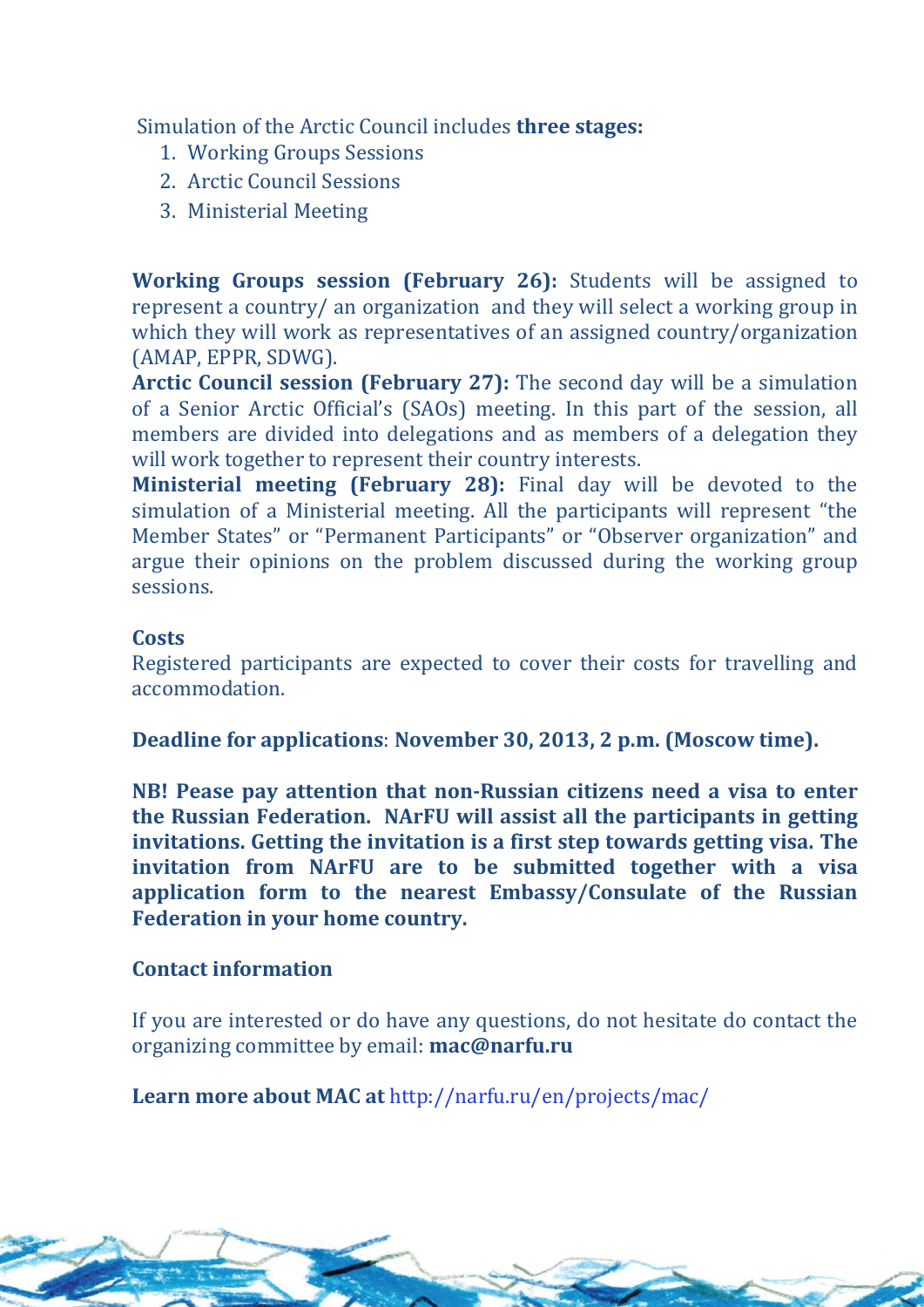Simulation of the Arctic Council includes **three stages:**

1. Working Groups Sessions
2. Arctic Council Sessions
3. Ministerial Meeting

**Working Groups session (February 26):** Students will be assigned to represent a country/ an organization and they will select a working group in which they will work as representatives of an assigned country/organization (AMAP, EPPR, SDWG).

**Arctic Council session (February 27):** The second day will be a simulation of a Senior Arctic Official's (SAOs) meeting. In this part of the session, all members are divided into delegations and as members of a delegation they will work together to represent their country interests.

**Ministerial meeting (February 28):** Final day will be devoted to the simulation of a Ministerial meeting. All the participants will represent "the Member States" or "Permanent Participants" or "Observer organization" and argue their opinions on the problem discussed during the working group sessions.

**Costs**

Registered participants are expected to cover their costs for travelling and accommodation.

**Deadline for applications**: **November 30, 2013, 2 p.m. (Moscow time).**

**NB! Pease pay attention that non-Russian citizens need a visa to enter the Russian Federation. NArFU will assist all the participants in getting invitations. Getting the invitation is a first step towards getting visa. The invitation from NArFU are to be submitted together with a visa application form to the nearest Embassy/Consulate of the Russian Federation in your home country.**

**Contact information**

If you are interested or do have any questions, do not hesitate do contact the organizing committee by email: **mac@narfu.ru**

**Learn more about MAC at** http://narfu.ru/en/projects/mac/